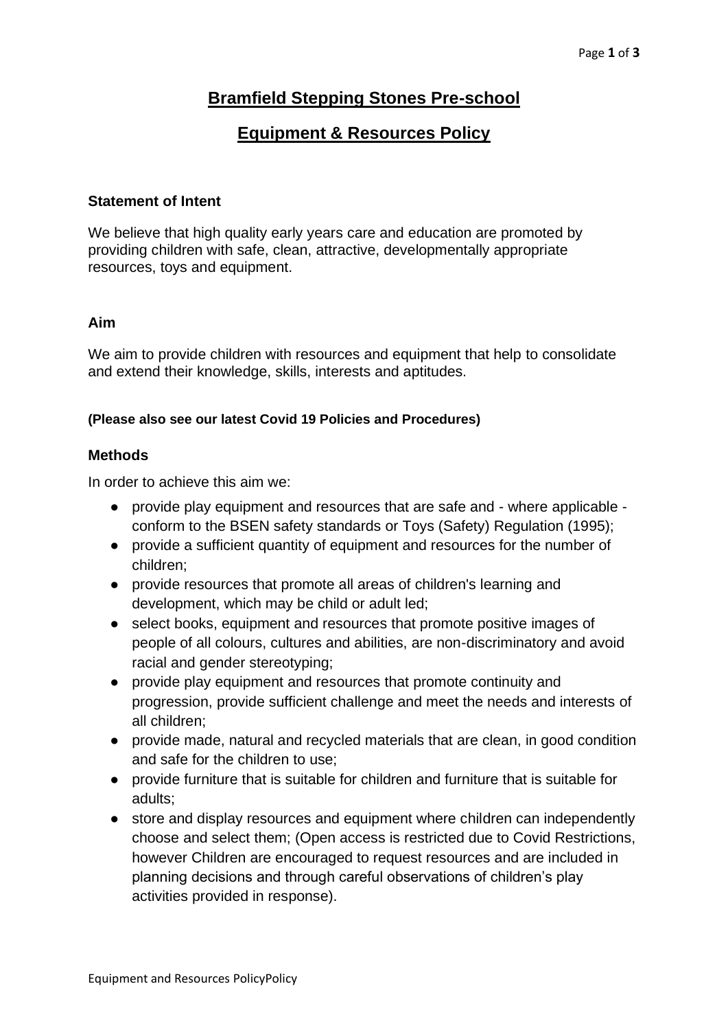# Bramfield Stepping Stones Pre-school

## Equipment & Resources Policy

### Statement of Intent

We believe that high quality early years care and education are promoted by providing children with safe, clean, attractive, developmentally appropriate resources, toys and equipment.

### Aim

We aim to provide children with resources and equipment that help to consolidate and extend their knowledge, skills, interests and aptitudes.

**(Please also see our latest Covid 19 Policies and Procedures)**

### Methods

In order to achieve this aim we:

- provide play equipment and resources that are safe and - where applicable - conform to the BSEN safety standards or Toys (Safety) Regulation (1995);
- provide a sufficient quantity of equipment and resources for the number of children;
- provide resources that promote all areas of children's learning and development, which may be child or adult led;
- select books, equipment and resources that promote positive images of people of all colours, cultures and abilities, are non-discriminatory and avoid racial and gender stereotyping;
- provide play equipment and resources that promote continuity and progression, provide sufficient challenge and meet the needs and interests of all children;
- provide made, natural and recycled materials that are clean, in good condition and safe for the children to use;
- provide furniture that is suitable for children and furniture that is suitable for adults;
- store and display resources and equipment where children can independently choose and select them; (Open access is restricted due to Covid Restrictions, however Children are encouraged to request resources and are included in planning decisions and through careful observations of children's play activities provided in response).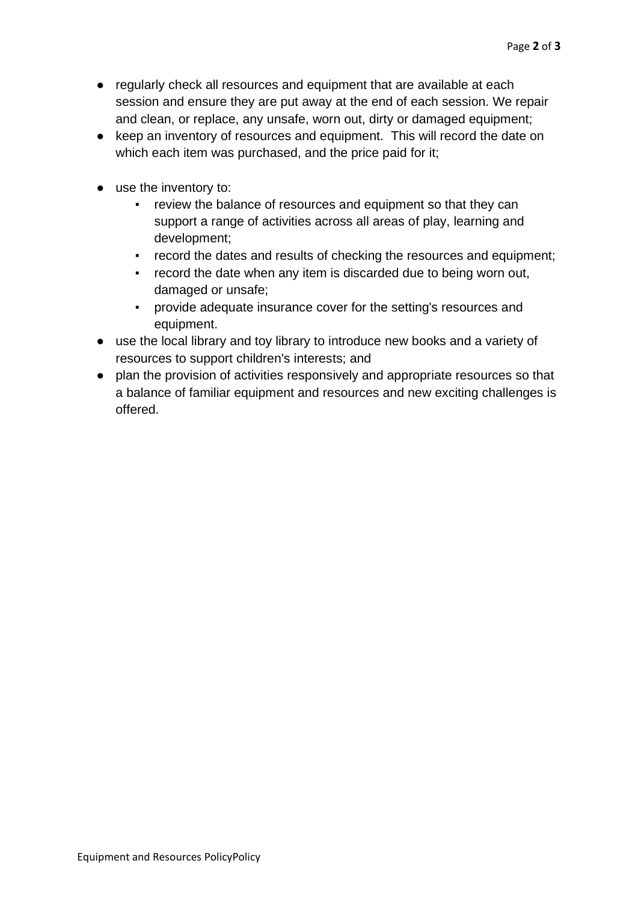- regularly check all resources and equipment that are available at each session and ensure they are put away at the end of each session. We repair and clean, or replace, any unsafe, worn out, dirty or damaged equipment;
- keep an inventory of resources and equipment. This will record the date on which each item was purchased, and the price paid for it;
- use the inventory to:
    - review the balance of resources and equipment so that they can support a range of activities across all areas of play, learning and development;
    - record the dates and results of checking the resources and equipment;
    - record the date when any item is discarded due to being worn out, damaged or unsafe;
    - provide adequate insurance cover for the setting's resources and equipment.
- use the local library and toy library to introduce new books and a variety of resources to support children's interests; and
- plan the provision of activities responsively and appropriate resources so that a balance of familiar equipment and resources and new exciting challenges is offered.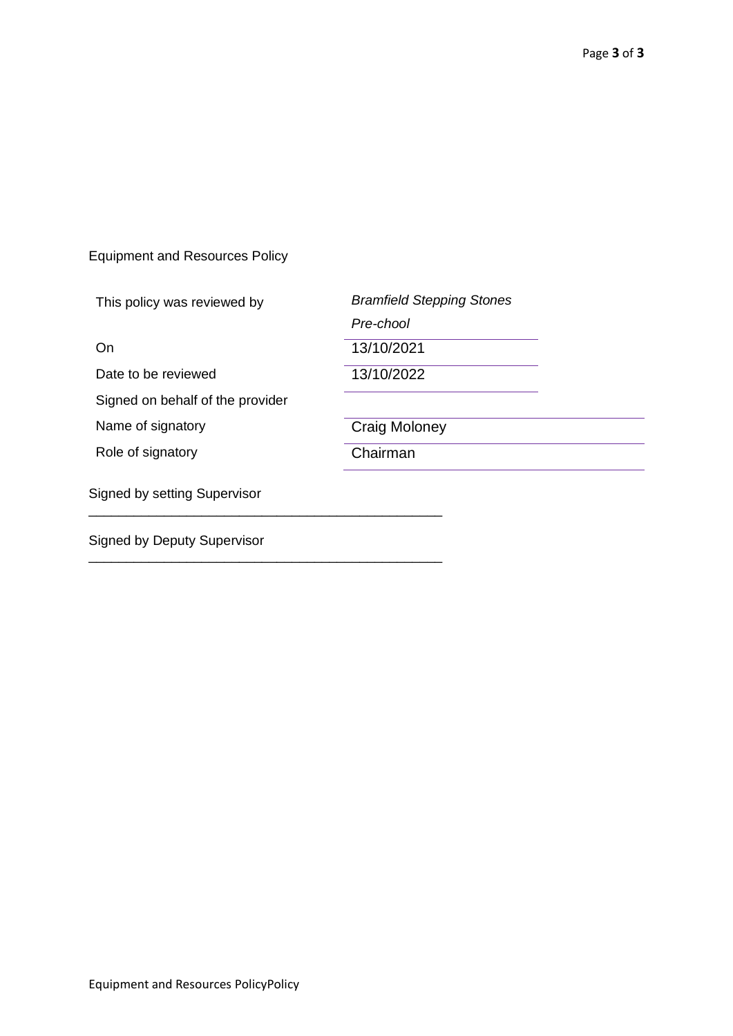Equipment and Resources Policy

| | |
|---|---|
| This policy was reviewed by | *Bramfield Stepping Stones Pre-chool* |
| On | 13/10/2021 |
| Date to be reviewed | 13/10/2022 |
| Signed on behalf of the provider | |
| Name of signatory | Craig Moloney |
| Role of signatory | Chairman |

Signed by setting Supervisor \_\_\_\_\_\_\_\_\_\_\_\_\_\_\_\_\_\_\_\_\_\_\_\_\_\_\_\_\_\_\_\_\_\_\_\_\_\_\_\_\_\_\_\_

Signed by Deputy Supervisor \_\_\_\_\_\_\_\_\_\_\_\_\_\_\_\_\_\_\_\_\_\_\_\_\_\_\_\_\_\_\_\_\_\_\_\_\_\_\_\_\_\_\_\_